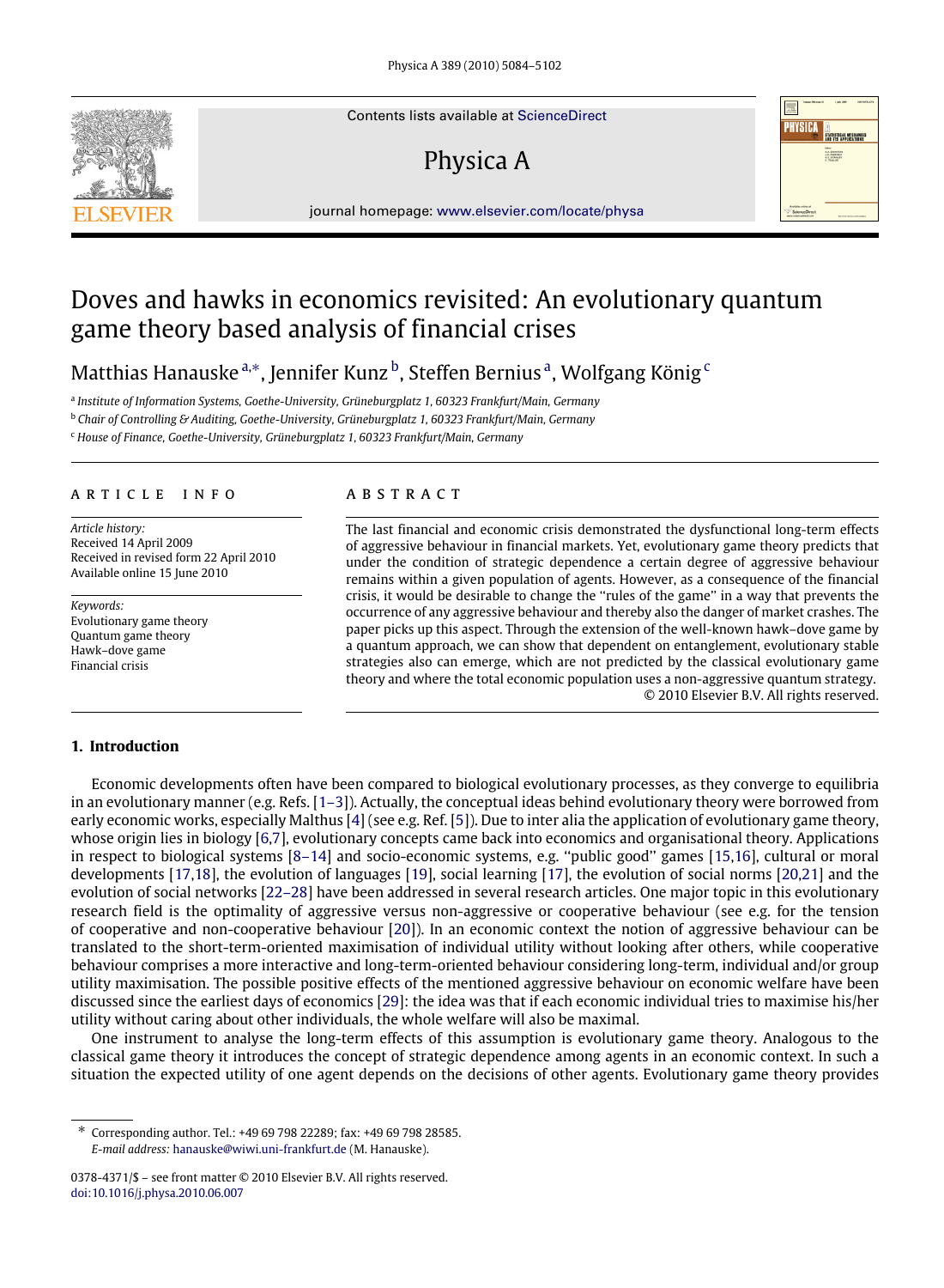# Doves and hawks in economics revisited: An evolutionary quantum game theory based analysis of financial crises

Matthias Hanauske [a,*], Jennifer Kunz [b], Steffen Bernius [a], Wolfgang König [c]

[a] Institute of Information Systems, Goethe-University, Grüneburgplatz 1, 60323 Frankfurt/Main, Germany
[b] Chair of Controlling & Auditing, Goethe-University, Grüneburgplatz 1, 60323 Frankfurt/Main, Germany
[c] House of Finance, Goethe-University, Grüneburgplatz 1, 60323 Frankfurt/Main, Germany

## ARTICLE INFO

*Article history:*
Received 14 April 2009
Received in revised form 22 April 2010
Available online 15 June 2010

*Keywords:*
Evolutionary game theory
Quantum game theory
Hawk–dove game
Financial crisis

## ABSTRACT

The last financial and economic crisis demonstrated the dysfunctional long-term effects of aggressive behaviour in financial markets. Yet, evolutionary game theory predicts that under the condition of strategic dependence a certain degree of aggressive behaviour remains within a given population of agents. However, as a consequence of the financial crisis, it would be desirable to change the "rules of the game" in a way that prevents the occurrence of any aggressive behaviour and thereby also the danger of market crashes. The paper picks up this aspect. Through the extension of the well-known hawk–dove game by a quantum approach, we can show that dependent on entanglement, evolutionary stable strategies also can emerge, which are not predicted by the classical evolutionary game theory and where the total economic population uses a non-aggressive quantum strategy.

© 2010 Elsevier B.V. All rights reserved.

## 1. Introduction

Economic developments often have been compared to biological evolutionary processes, as they converge to equilibria in an evolutionary manner (e.g. Refs. [1–3]). Actually, the conceptual ideas behind evolutionary theory were borrowed from early economic works, especially Malthus [4] (see e.g. Ref. [5]). Due to inter alia the application of evolutionary game theory, whose origin lies in biology [6,7], evolutionary concepts came back into economics and organisational theory. Applications in respect to biological systems [8–14] and socio-economic systems, e.g. "public good" games [15,16], cultural or moral developments [17,18], the evolution of languages [19], social learning [17], the evolution of social norms [20,21] and the evolution of social networks [22–28] have been addressed in several research articles. One major topic in this evolutionary research field is the optimality of aggressive versus non-aggressive or cooperative behaviour (see e.g. for the tension of cooperative and non-cooperative behaviour [20]). In an economic context the notion of aggressive behaviour can be translated to the short-term-oriented maximisation of individual utility without looking after others, while cooperative behaviour comprises a more interactive and long-term-oriented behaviour considering long-term, individual and/or group utility maximisation. The possible positive effects of the mentioned aggressive behaviour on economic welfare have been discussed since the earliest days of economics [29]: the idea was that if each economic individual tries to maximise his/her utility without caring about other individuals, the whole welfare will also be maximal.

One instrument to analyse the long-term effects of this assumption is evolutionary game theory. Analogous to the classical game theory it introduces the concept of strategic dependence among agents in an economic context. In such a situation the expected utility of one agent depends on the decisions of other agents. Evolutionary game theory provides

* Corresponding author. Tel.: +49 69 798 22289; fax: +49 69 798 28585.
*E-mail address:* hanauske@wiwi.uni-frankfurt.de (M. Hanauske).

0378-4371/$ – see front matter © 2010 Elsevier B.V. All rights reserved.
doi:10.1016/j.physa.2010.06.007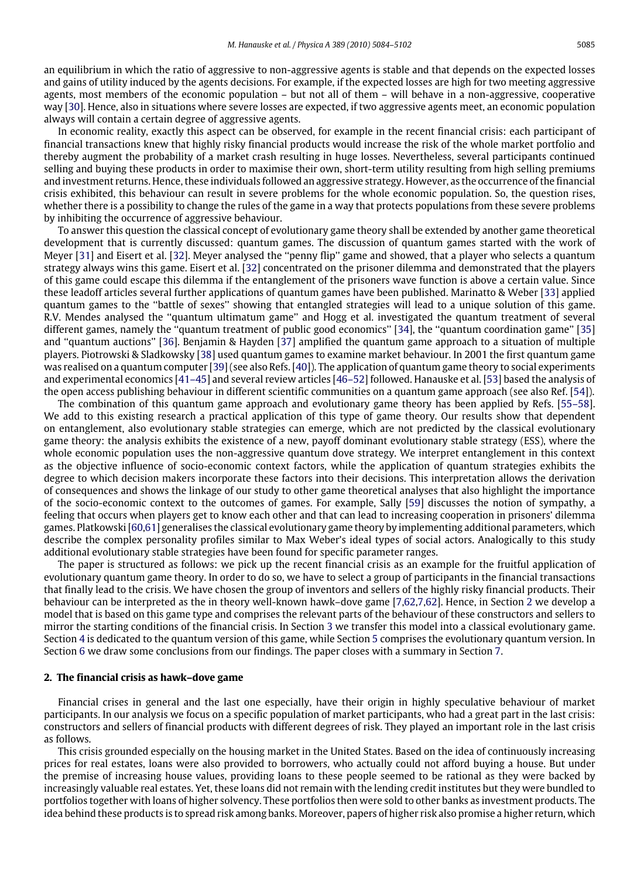an equilibrium in which the ratio of aggressive to non-aggressive agents is stable and that depends on the expected losses and gains of utility induced by the agents decisions. For example, if the expected losses are high for two meeting aggressive agents, most members of the economic population – but not all of them – will behave in a non-aggressive, cooperative way [30]. Hence, also in situations where severe losses are expected, if two aggressive agents meet, an economic population always will contain a certain degree of aggressive agents.

In economic reality, exactly this aspect can be observed, for example in the recent financial crisis: each participant of financial transactions knew that highly risky financial products would increase the risk of the whole market portfolio and thereby augment the probability of a market crash resulting in huge losses. Nevertheless, several participants continued selling and buying these products in order to maximise their own, short-term utility resulting from high selling premiums and investment returns. Hence, these individuals followed an aggressive strategy. However, as the occurrence of the financial crisis exhibited, this behaviour can result in severe problems for the whole economic population. So, the question rises, whether there is a possibility to change the rules of the game in a way that protects populations from these severe problems by inhibiting the occurrence of aggressive behaviour.

To answer this question the classical concept of evolutionary game theory shall be extended by another game theoretical development that is currently discussed: quantum games. The discussion of quantum games started with the work of Meyer [31] and Eisert et al. [32]. Meyer analysed the "penny flip" game and showed, that a player who selects a quantum strategy always wins this game. Eisert et al. [32] concentrated on the prisoner dilemma and demonstrated that the players of this game could escape this dilemma if the entanglement of the prisoners wave function is above a certain value. Since these leadoff articles several further applications of quantum games have been published. Marinatto & Weber [33] applied quantum games to the "battle of sexes" showing that entangled strategies will lead to a unique solution of this game. R.V. Mendes analysed the "quantum ultimatum game" and Hogg et al. investigated the quantum treatment of several different games, namely the "quantum treatment of public good economics" [34], the "quantum coordination game" [35] and "quantum auctions" [36]. Benjamin & Hayden [37] amplified the quantum game approach to a situation of multiple players. Piotrowski & Sladkowsky [38] used quantum games to examine market behaviour. In 2001 the first quantum game was realised on a quantum computer [39] (see also Refs. [40]). The application of quantum game theory to social experiments and experimental economics [41–45] and several review articles [46–52] followed. Hanauske et al. [53] based the analysis of the open access publishing behaviour in different scientific communities on a quantum game approach (see also Ref. [54]).

The combination of this quantum game approach and evolutionary game theory has been applied by Refs. [55–58]. We add to this existing research a practical application of this type of game theory. Our results show that dependent on entanglement, also evolutionary stable strategies can emerge, which are not predicted by the classical evolutionary game theory: the analysis exhibits the existence of a new, payoff dominant evolutionary stable strategy (ESS), where the whole economic population uses the non-aggressive quantum dove strategy. We interpret entanglement in this context as the objective influence of socio-economic context factors, while the application of quantum strategies exhibits the degree to which decision makers incorporate these factors into their decisions. This interpretation allows the derivation of consequences and shows the linkage of our study to other game theoretical analyses that also highlight the importance of the socio-economic context to the outcomes of games. For example, Sally [59] discusses the notion of sympathy, a feeling that occurs when players get to know each other and that can lead to increasing cooperation in prisoners' dilemma games. Platkowski [60,61] generalises the classical evolutionary game theory by implementing additional parameters, which describe the complex personality profiles similar to Max Weber's ideal types of social actors. Analogically to this study additional evolutionary stable strategies have been found for specific parameter ranges.

The paper is structured as follows: we pick up the recent financial crisis as an example for the fruitful application of evolutionary quantum game theory. In order to do so, we have to select a group of participants in the financial transactions that finally lead to the crisis. We have chosen the group of inventors and sellers of the highly risky financial products. Their behaviour can be interpreted as the in theory well-known hawk–dove game [7,62,7,62]. Hence, in Section 2 we develop a model that is based on this game type and comprises the relevant parts of the behaviour of these constructors and sellers to mirror the starting conditions of the financial crisis. In Section 3 we transfer this model into a classical evolutionary game. Section 4 is dedicated to the quantum version of this game, while Section 5 comprises the evolutionary quantum version. In Section 6 we draw some conclusions from our findings. The paper closes with a summary in Section 7.

## 2. The financial crisis as hawk–dove game

Financial crises in general and the last one especially, have their origin in highly speculative behaviour of market participants. In our analysis we focus on a specific population of market participants, who had a great part in the last crisis: constructors and sellers of financial products with different degrees of risk. They played an important role in the last crisis as follows.

This crisis grounded especially on the housing market in the United States. Based on the idea of continuously increasing prices for real estates, loans were also provided to borrowers, who actually could not afford buying a house. But under the premise of increasing house values, providing loans to these people seemed to be rational as they were backed by increasingly valuable real estates. Yet, these loans did not remain with the lending credit institutes but they were bundled to portfolios together with loans of higher solvency. These portfolios then were sold to other banks as investment products. The idea behind these products is to spread risk among banks. Moreover, papers of higher risk also promise a higher return, which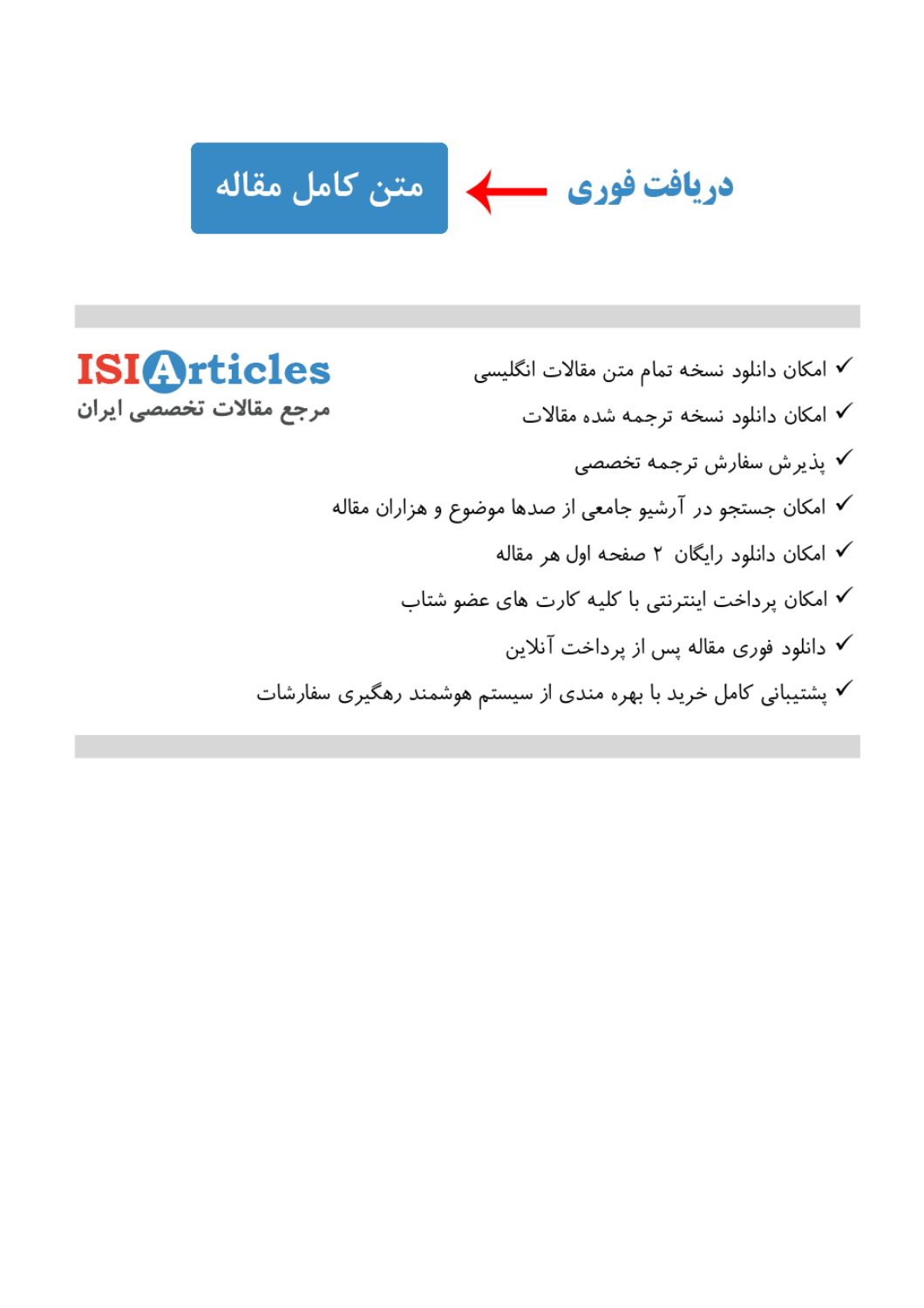**دریافت فوری** ← **متن کامل مقاله**

---

**ISIArticles**
مرجع مقالات تخصصی ایران

- ✓ امکان دانلود نسخه تمام متن مقالات انگلیسی
- ✓ امکان دانلود نسخه ترجمه شده مقالات
- ✓ پذیرش سفارش ترجمه تخصصی
- ✓ امکان جستجو در آرشیو جامعی از صدها موضوع و هزاران مقاله
- ✓ امکان دانلود رایگان ۲ صفحه اول هر مقاله
- ✓ امکان پرداخت اینترنتی با کلیه کارت های عضو شتاب
- ✓ دانلود فوری مقاله پس از پرداخت آنلاین
- ✓ پشتیبانی کامل خرید با بهره مندی از سیستم هوشمند رهگیری سفارشات

---